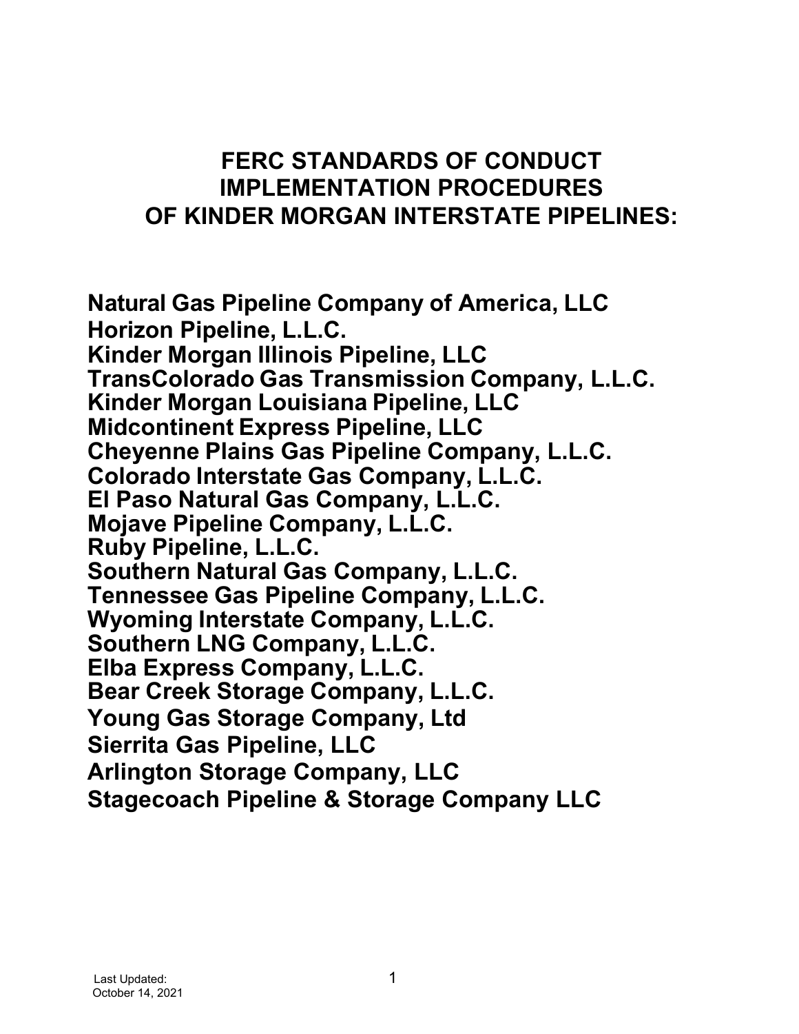# FERC STANDARDS OF CONDUCT IMPLEMENTATION PROCEDURES OF KINDER MORGAN INTERSTATE PIPELINES:

**Natural Gas Pipeline Company of America, LLC**
**Horizon Pipeline, L.L.C.**
**Kinder Morgan Illinois Pipeline, LLC**
**TransColorado Gas Transmission Company, L.L.C.**
**Kinder Morgan Louisiana Pipeline, LLC**
**Midcontinent Express Pipeline, LLC**
**Cheyenne Plains Gas Pipeline Company, L.L.C.**
**Colorado Interstate Gas Company, L.L.C.**
**El Paso Natural Gas Company, L.L.C.**
**Mojave Pipeline Company, L.L.C.**
**Ruby Pipeline, L.L.C.**
**Southern Natural Gas Company, L.L.C.**
**Tennessee Gas Pipeline Company, L.L.C.**
**Wyoming Interstate Company, L.L.C.**
**Southern LNG Company, L.L.C.**
**Elba Express Company, L.L.C.**
**Bear Creek Storage Company, L.L.C.**
**Young Gas Storage Company, Ltd**
**Sierrita Gas Pipeline, LLC**
**Arlington Storage Company, LLC**
**Stagecoach Pipeline & Storage Company LLC**

Last Updated:
October 14, 2021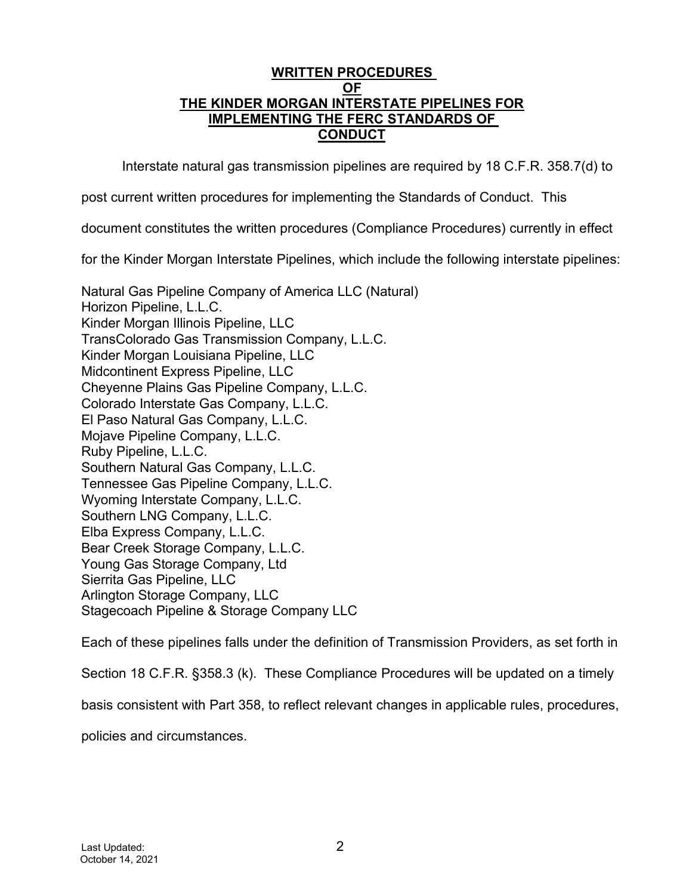# WRITTEN PROCEDURES OF THE KINDER MORGAN INTERSTATE PIPELINES FOR IMPLEMENTING THE FERC STANDARDS OF CONDUCT

Interstate natural gas transmission pipelines are required by 18 C.F.R. 358.7(d) to post current written procedures for implementing the Standards of Conduct. This document constitutes the written procedures (Compliance Procedures) currently in effect for the Kinder Morgan Interstate Pipelines, which include the following interstate pipelines:

Natural Gas Pipeline Company of America LLC (Natural)
Horizon Pipeline, L.L.C.
Kinder Morgan Illinois Pipeline, LLC
TransColorado Gas Transmission Company, L.L.C.
Kinder Morgan Louisiana Pipeline, LLC
Midcontinent Express Pipeline, LLC
Cheyenne Plains Gas Pipeline Company, L.L.C.
Colorado Interstate Gas Company, L.L.C.
El Paso Natural Gas Company, L.L.C.
Mojave Pipeline Company, L.L.C.
Ruby Pipeline, L.L.C.
Southern Natural Gas Company, L.L.C.
Tennessee Gas Pipeline Company, L.L.C.
Wyoming Interstate Company, L.L.C.
Southern LNG Company, L.L.C.
Elba Express Company, L.L.C.
Bear Creek Storage Company, L.L.C.
Young Gas Storage Company, Ltd
Sierrita Gas Pipeline, LLC
Arlington Storage Company, LLC
Stagecoach Pipeline & Storage Company LLC

Each of these pipelines falls under the definition of Transmission Providers, as set forth in Section 18 C.F.R. §358.3 (k). These Compliance Procedures will be updated on a timely basis consistent with Part 358, to reflect relevant changes in applicable rules, procedures, policies and circumstances.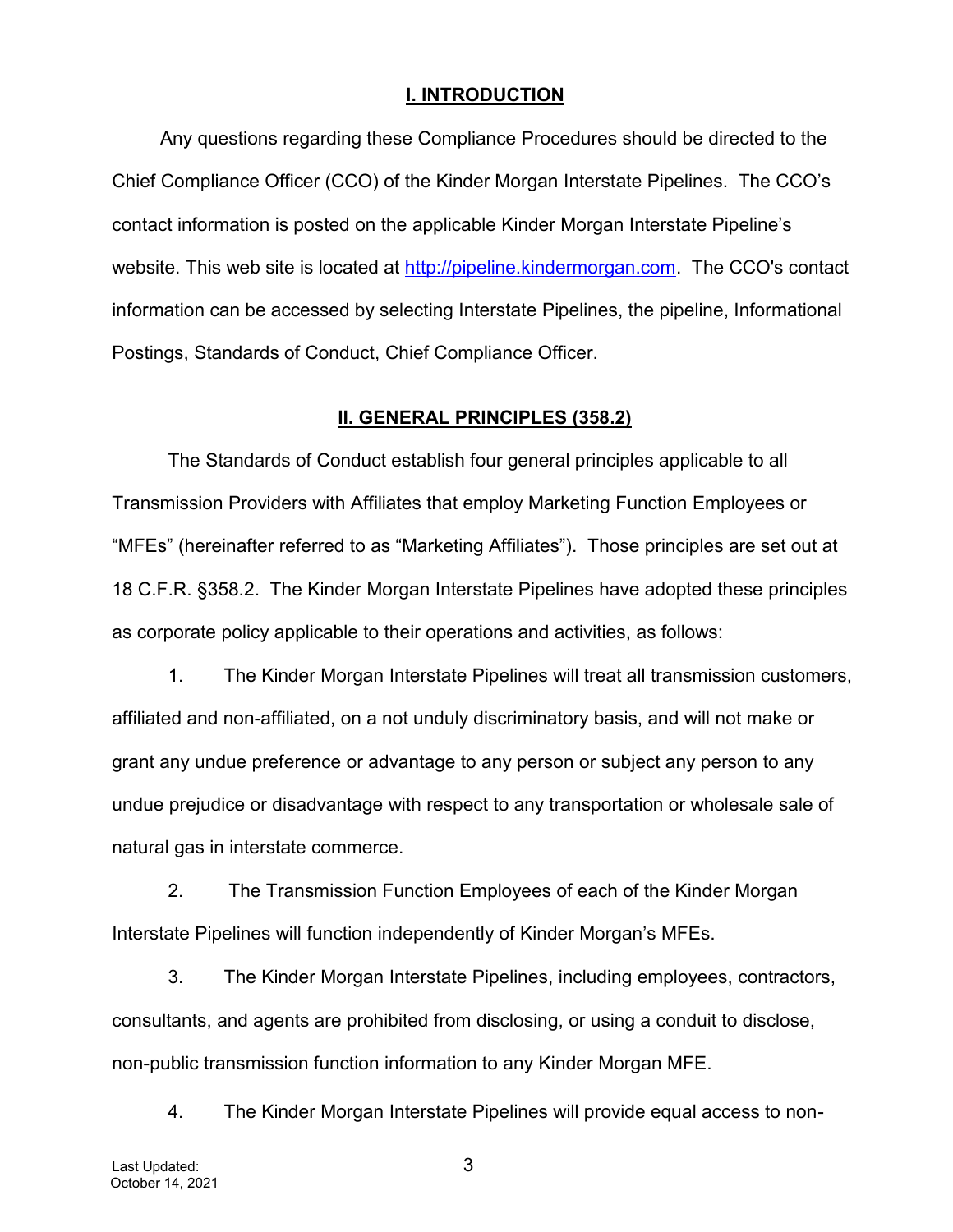## I. INTRODUCTION

Any questions regarding these Compliance Procedures should be directed to the Chief Compliance Officer (CCO) of the Kinder Morgan Interstate Pipelines. The CCO's contact information is posted on the applicable Kinder Morgan Interstate Pipeline's website. This web site is located at http://pipeline.kindermorgan.com. The CCO's contact information can be accessed by selecting Interstate Pipelines, the pipeline, Informational Postings, Standards of Conduct, Chief Compliance Officer.

## II. GENERAL PRINCIPLES (358.2)

The Standards of Conduct establish four general principles applicable to all Transmission Providers with Affiliates that employ Marketing Function Employees or "MFEs" (hereinafter referred to as "Marketing Affiliates"). Those principles are set out at 18 C.F.R. §358.2. The Kinder Morgan Interstate Pipelines have adopted these principles as corporate policy applicable to their operations and activities, as follows:

1. The Kinder Morgan Interstate Pipelines will treat all transmission customers, affiliated and non-affiliated, on a not unduly discriminatory basis, and will not make or grant any undue preference or advantage to any person or subject any person to any undue prejudice or disadvantage with respect to any transportation or wholesale sale of natural gas in interstate commerce.

2. The Transmission Function Employees of each of the Kinder Morgan Interstate Pipelines will function independently of Kinder Morgan's MFEs.

3. The Kinder Morgan Interstate Pipelines, including employees, contractors, consultants, and agents are prohibited from disclosing, or using a conduit to disclose, non-public transmission function information to any Kinder Morgan MFE.

4. The Kinder Morgan Interstate Pipelines will provide equal access to non-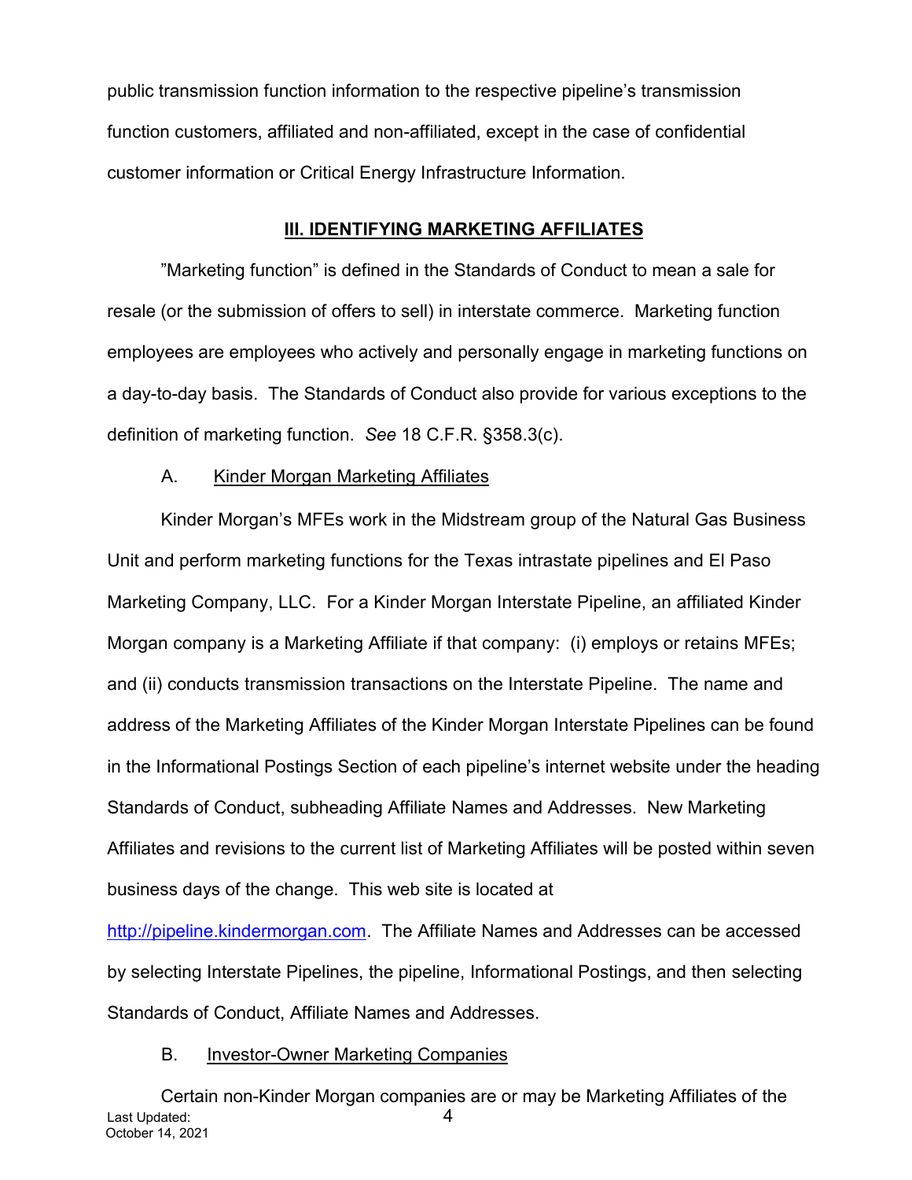public transmission function information to the respective pipeline's transmission function customers, affiliated and non-affiliated, except in the case of confidential customer information or Critical Energy Infrastructure Information.

## III. IDENTIFYING MARKETING AFFILIATES

"Marketing function" is defined in the Standards of Conduct to mean a sale for resale (or the submission of offers to sell) in interstate commerce. Marketing function employees are employees who actively and personally engage in marketing functions on a day-to-day basis. The Standards of Conduct also provide for various exceptions to the definition of marketing function. *See* 18 C.F.R. §358.3(c).

### A. Kinder Morgan Marketing Affiliates

Kinder Morgan's MFEs work in the Midstream group of the Natural Gas Business Unit and perform marketing functions for the Texas intrastate pipelines and El Paso Marketing Company, LLC. For a Kinder Morgan Interstate Pipeline, an affiliated Kinder Morgan company is a Marketing Affiliate if that company: (i) employs or retains MFEs; and (ii) conducts transmission transactions on the Interstate Pipeline. The name and address of the Marketing Affiliates of the Kinder Morgan Interstate Pipelines can be found in the Informational Postings Section of each pipeline's internet website under the heading Standards of Conduct, subheading Affiliate Names and Addresses. New Marketing Affiliates and revisions to the current list of Marketing Affiliates will be posted within seven business days of the change. This web site is located at http://pipeline.kindermorgan.com. The Affiliate Names and Addresses can be accessed by selecting Interstate Pipelines, the pipeline, Informational Postings, and then selecting Standards of Conduct, Affiliate Names and Addresses.

### B. Investor-Owner Marketing Companies

Certain non-Kinder Morgan companies are or may be Marketing Affiliates of the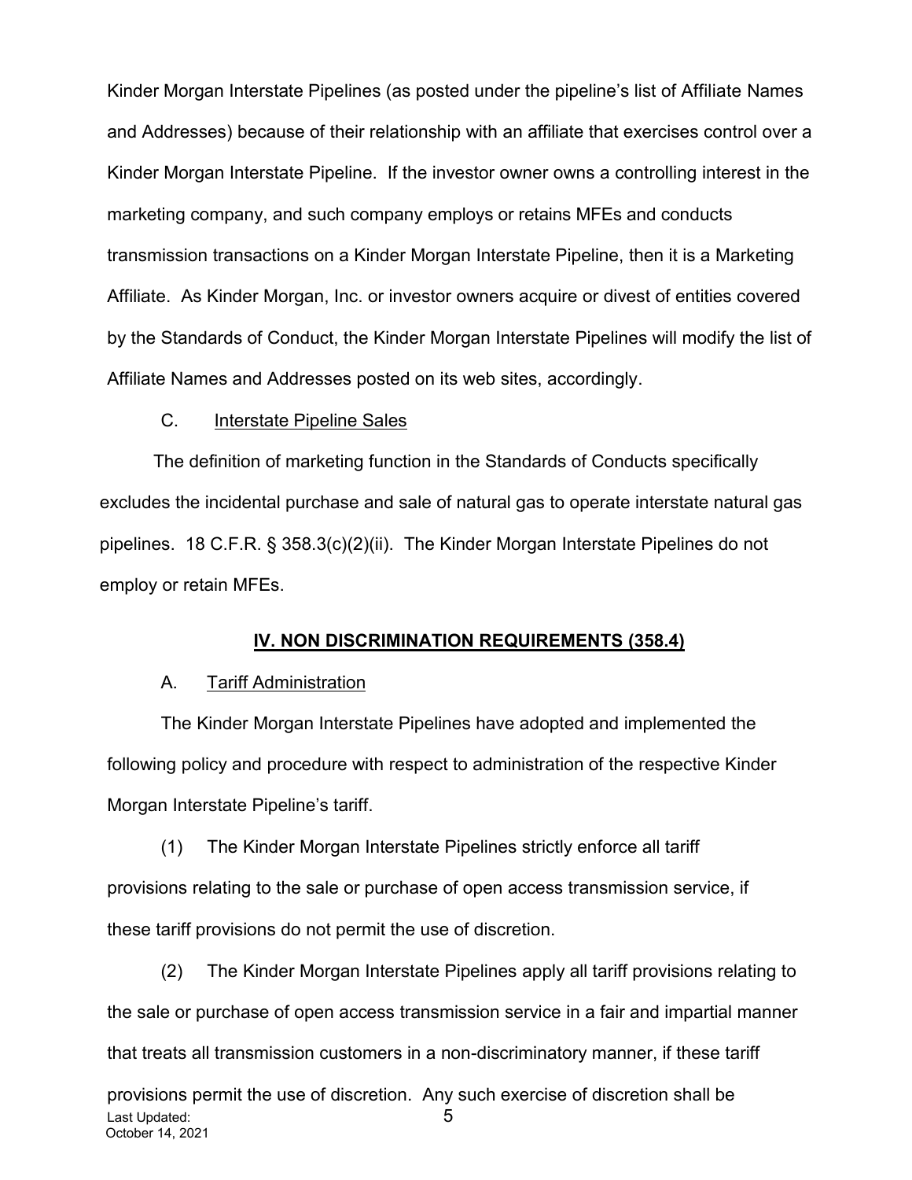Kinder Morgan Interstate Pipelines (as posted under the pipeline's list of Affiliate Names and Addresses) because of their relationship with an affiliate that exercises control over a Kinder Morgan Interstate Pipeline. If the investor owner owns a controlling interest in the marketing company, and such company employs or retains MFEs and conducts transmission transactions on a Kinder Morgan Interstate Pipeline, then it is a Marketing Affiliate. As Kinder Morgan, Inc. or investor owners acquire or divest of entities covered by the Standards of Conduct, the Kinder Morgan Interstate Pipelines will modify the list of Affiliate Names and Addresses posted on its web sites, accordingly.

C. Interstate Pipeline Sales

The definition of marketing function in the Standards of Conducts specifically excludes the incidental purchase and sale of natural gas to operate interstate natural gas pipelines. 18 C.F.R. § 358.3(c)(2)(ii). The Kinder Morgan Interstate Pipelines do not employ or retain MFEs.

## IV. NON DISCRIMINATION REQUIREMENTS (358.4)

A. Tariff Administration

The Kinder Morgan Interstate Pipelines have adopted and implemented the following policy and procedure with respect to administration of the respective Kinder Morgan Interstate Pipeline's tariff.

(1) The Kinder Morgan Interstate Pipelines strictly enforce all tariff provisions relating to the sale or purchase of open access transmission service, if these tariff provisions do not permit the use of discretion.

(2) The Kinder Morgan Interstate Pipelines apply all tariff provisions relating to the sale or purchase of open access transmission service in a fair and impartial manner that treats all transmission customers in a non-discriminatory manner, if these tariff provisions permit the use of discretion. Any such exercise of discretion shall be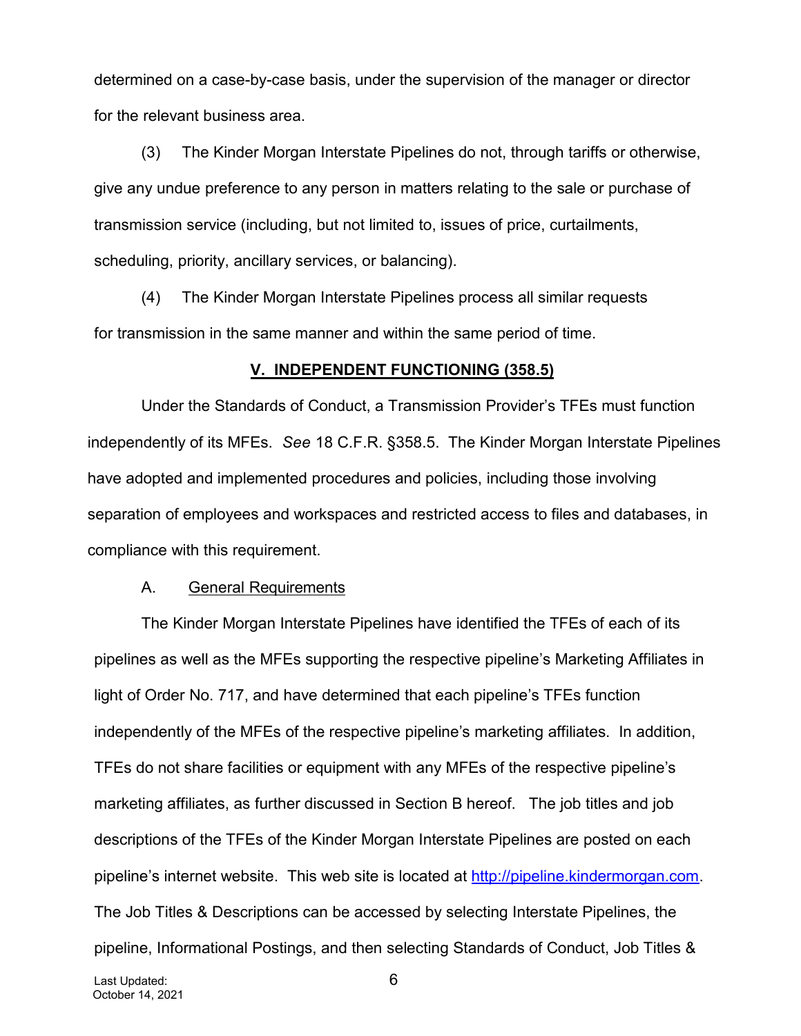determined on a case-by-case basis, under the supervision of the manager or director for the relevant business area.

(3) The Kinder Morgan Interstate Pipelines do not, through tariffs or otherwise, give any undue preference to any person in matters relating to the sale or purchase of transmission service (including, but not limited to, issues of price, curtailments, scheduling, priority, ancillary services, or balancing).

(4) The Kinder Morgan Interstate Pipelines process all similar requests for transmission in the same manner and within the same period of time.

## V. INDEPENDENT FUNCTIONING (358.5)

Under the Standards of Conduct, a Transmission Provider's TFEs must function independently of its MFEs. *See* 18 C.F.R. §358.5. The Kinder Morgan Interstate Pipelines have adopted and implemented procedures and policies, including those involving separation of employees and workspaces and restricted access to files and databases, in compliance with this requirement.

### A. General Requirements

The Kinder Morgan Interstate Pipelines have identified the TFEs of each of its pipelines as well as the MFEs supporting the respective pipeline's Marketing Affiliates in light of Order No. 717, and have determined that each pipeline's TFEs function independently of the MFEs of the respective pipeline's marketing affiliates. In addition, TFEs do not share facilities or equipment with any MFEs of the respective pipeline's marketing affiliates, as further discussed in Section B hereof. The job titles and job descriptions of the TFEs of the Kinder Morgan Interstate Pipelines are posted on each pipeline's internet website. This web site is located at [http://pipeline.kindermorgan.com](http://pipeline.kindermorgan.com). The Job Titles & Descriptions can be accessed by selecting Interstate Pipelines, the pipeline, Informational Postings, and then selecting Standards of Conduct, Job Titles &

Last Updated:
October 14, 2021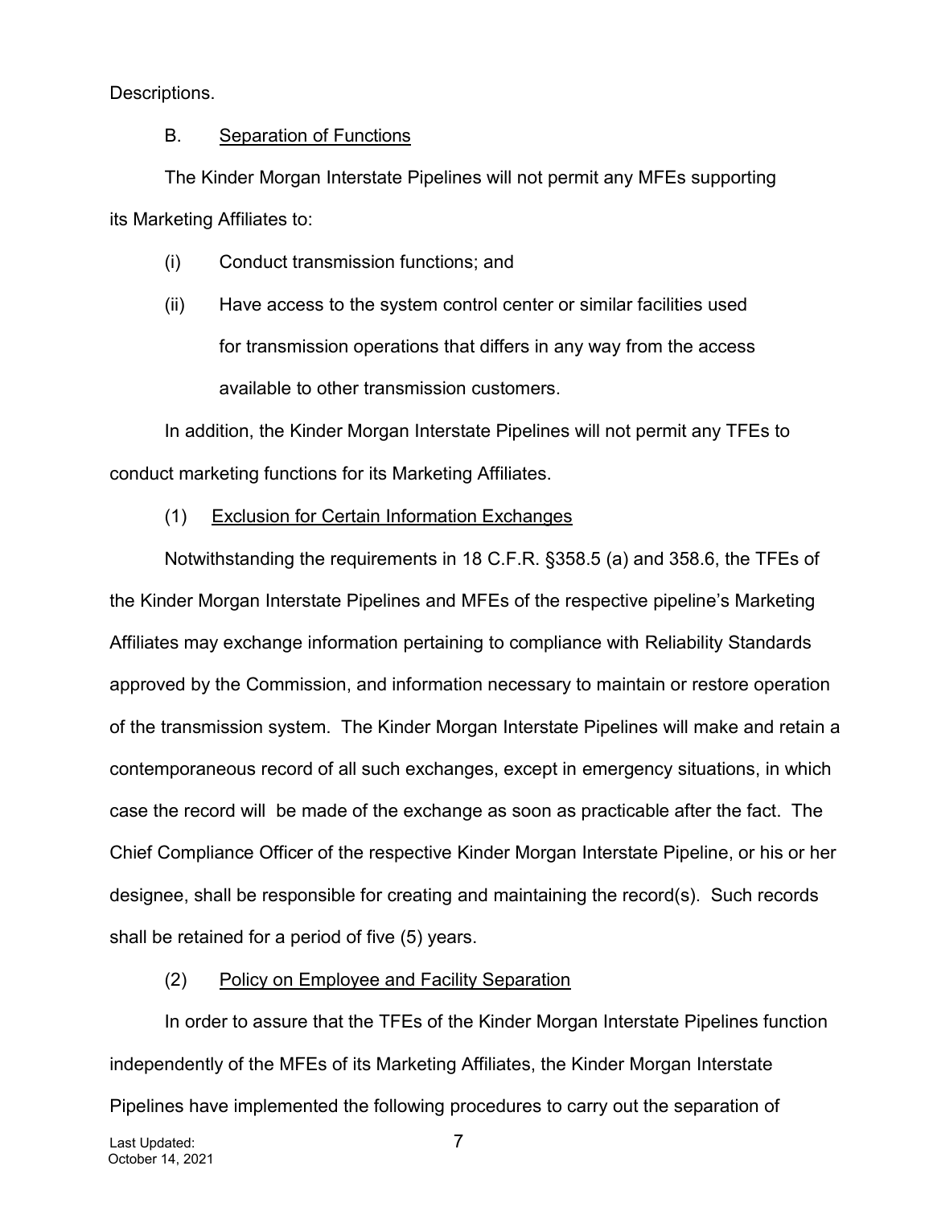Descriptions.

## B. Separation of Functions

The Kinder Morgan Interstate Pipelines will not permit any MFEs supporting its Marketing Affiliates to:

(i) Conduct transmission functions; and

(ii) Have access to the system control center or similar facilities used for transmission operations that differs in any way from the access available to other transmission customers.

In addition, the Kinder Morgan Interstate Pipelines will not permit any TFEs to conduct marketing functions for its Marketing Affiliates.

### (1) Exclusion for Certain Information Exchanges

Notwithstanding the requirements in 18 C.F.R. §358.5 (a) and 358.6, the TFEs of the Kinder Morgan Interstate Pipelines and MFEs of the respective pipeline's Marketing Affiliates may exchange information pertaining to compliance with Reliability Standards approved by the Commission, and information necessary to maintain or restore operation of the transmission system. The Kinder Morgan Interstate Pipelines will make and retain a contemporaneous record of all such exchanges, except in emergency situations, in which case the record will be made of the exchange as soon as practicable after the fact. The Chief Compliance Officer of the respective Kinder Morgan Interstate Pipeline, or his or her designee, shall be responsible for creating and maintaining the record(s). Such records shall be retained for a period of five (5) years.

### (2) Policy on Employee and Facility Separation

In order to assure that the TFEs of the Kinder Morgan Interstate Pipelines function independently of the MFEs of its Marketing Affiliates, the Kinder Morgan Interstate Pipelines have implemented the following procedures to carry out the separation of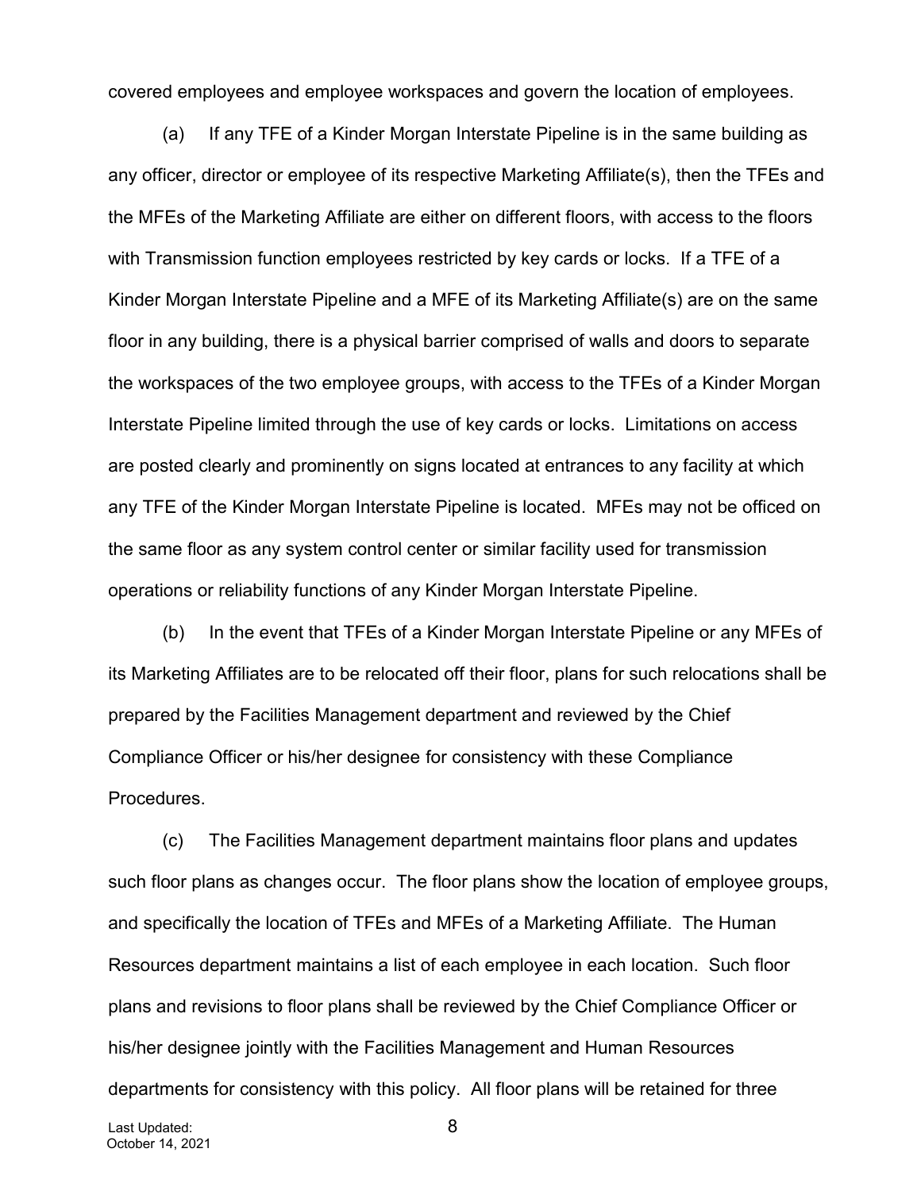covered employees and employee workspaces and govern the location of employees.

(a) If any TFE of a Kinder Morgan Interstate Pipeline is in the same building as any officer, director or employee of its respective Marketing Affiliate(s), then the TFEs and the MFEs of the Marketing Affiliate are either on different floors, with access to the floors with Transmission function employees restricted by key cards or locks. If a TFE of a Kinder Morgan Interstate Pipeline and a MFE of its Marketing Affiliate(s) are on the same floor in any building, there is a physical barrier comprised of walls and doors to separate the workspaces of the two employee groups, with access to the TFEs of a Kinder Morgan Interstate Pipeline limited through the use of key cards or locks. Limitations on access are posted clearly and prominently on signs located at entrances to any facility at which any TFE of the Kinder Morgan Interstate Pipeline is located. MFEs may not be officed on the same floor as any system control center or similar facility used for transmission operations or reliability functions of any Kinder Morgan Interstate Pipeline.

(b) In the event that TFEs of a Kinder Morgan Interstate Pipeline or any MFEs of its Marketing Affiliates are to be relocated off their floor, plans for such relocations shall be prepared by the Facilities Management department and reviewed by the Chief Compliance Officer or his/her designee for consistency with these Compliance Procedures.

(c) The Facilities Management department maintains floor plans and updates such floor plans as changes occur. The floor plans show the location of employee groups, and specifically the location of TFEs and MFEs of a Marketing Affiliate. The Human Resources department maintains a list of each employee in each location. Such floor plans and revisions to floor plans shall be reviewed by the Chief Compliance Officer or his/her designee jointly with the Facilities Management and Human Resources departments for consistency with this policy. All floor plans will be retained for three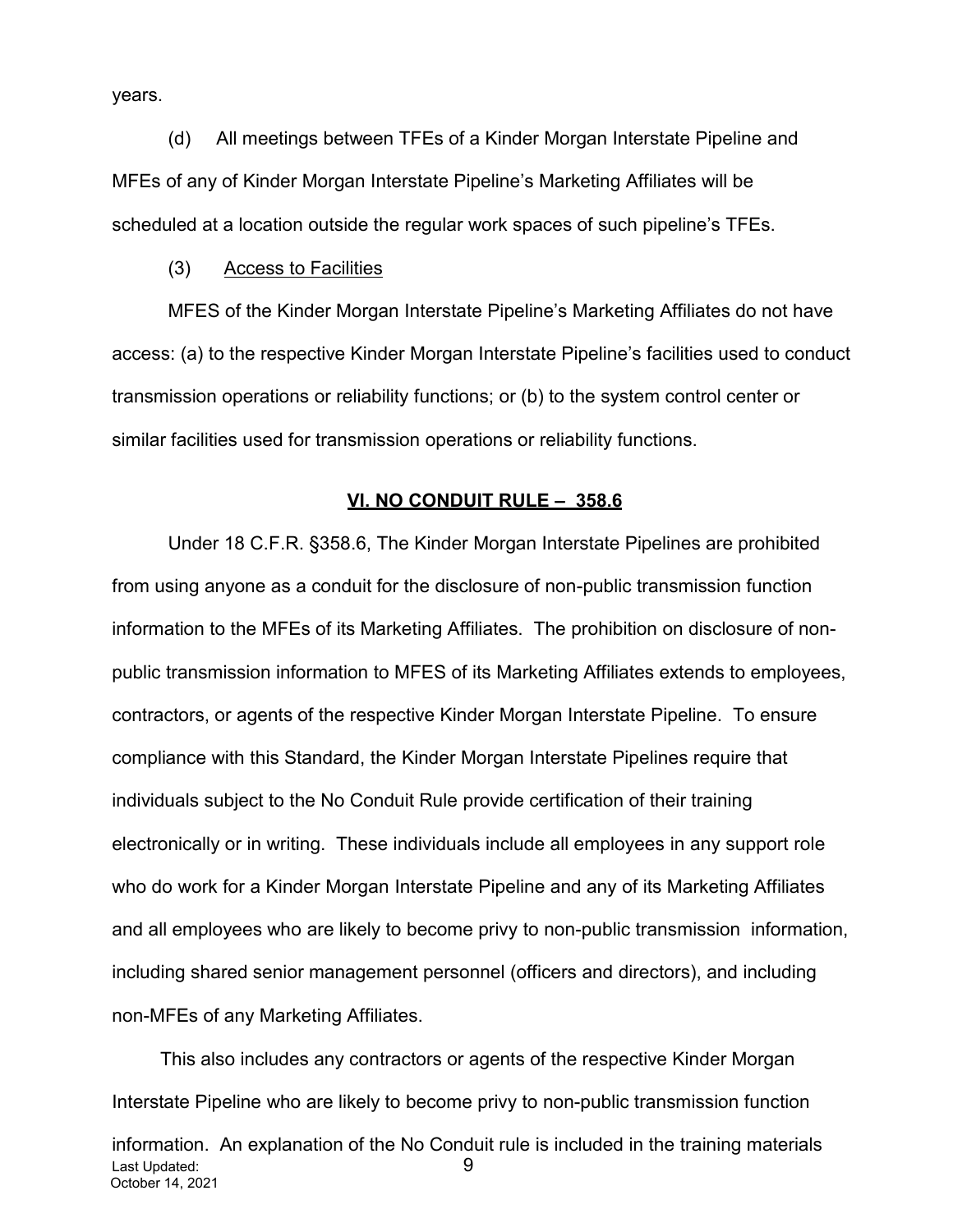years.

(d) All meetings between TFEs of a Kinder Morgan Interstate Pipeline and MFEs of any of Kinder Morgan Interstate Pipeline's Marketing Affiliates will be scheduled at a location outside the regular work spaces of such pipeline's TFEs.

(3) <u>Access to Facilities</u>

MFES of the Kinder Morgan Interstate Pipeline's Marketing Affiliates do not have access: (a) to the respective Kinder Morgan Interstate Pipeline's facilities used to conduct transmission operations or reliability functions; or (b) to the system control center or similar facilities used for transmission operations or reliability functions.

## VI. NO CONDUIT RULE – 358.6

Under 18 C.F.R. §358.6, The Kinder Morgan Interstate Pipelines are prohibited from using anyone as a conduit for the disclosure of non-public transmission function information to the MFEs of its Marketing Affiliates. The prohibition on disclosure of non-public transmission information to MFES of its Marketing Affiliates extends to employees, contractors, or agents of the respective Kinder Morgan Interstate Pipeline. To ensure compliance with this Standard, the Kinder Morgan Interstate Pipelines require that individuals subject to the No Conduit Rule provide certification of their training electronically or in writing. These individuals include all employees in any support role who do work for a Kinder Morgan Interstate Pipeline and any of its Marketing Affiliates and all employees who are likely to become privy to non-public transmission information, including shared senior management personnel (officers and directors), and including non-MFEs of any Marketing Affiliates.

This also includes any contractors or agents of the respective Kinder Morgan Interstate Pipeline who are likely to become privy to non-public transmission function information. An explanation of the No Conduit rule is included in the training materials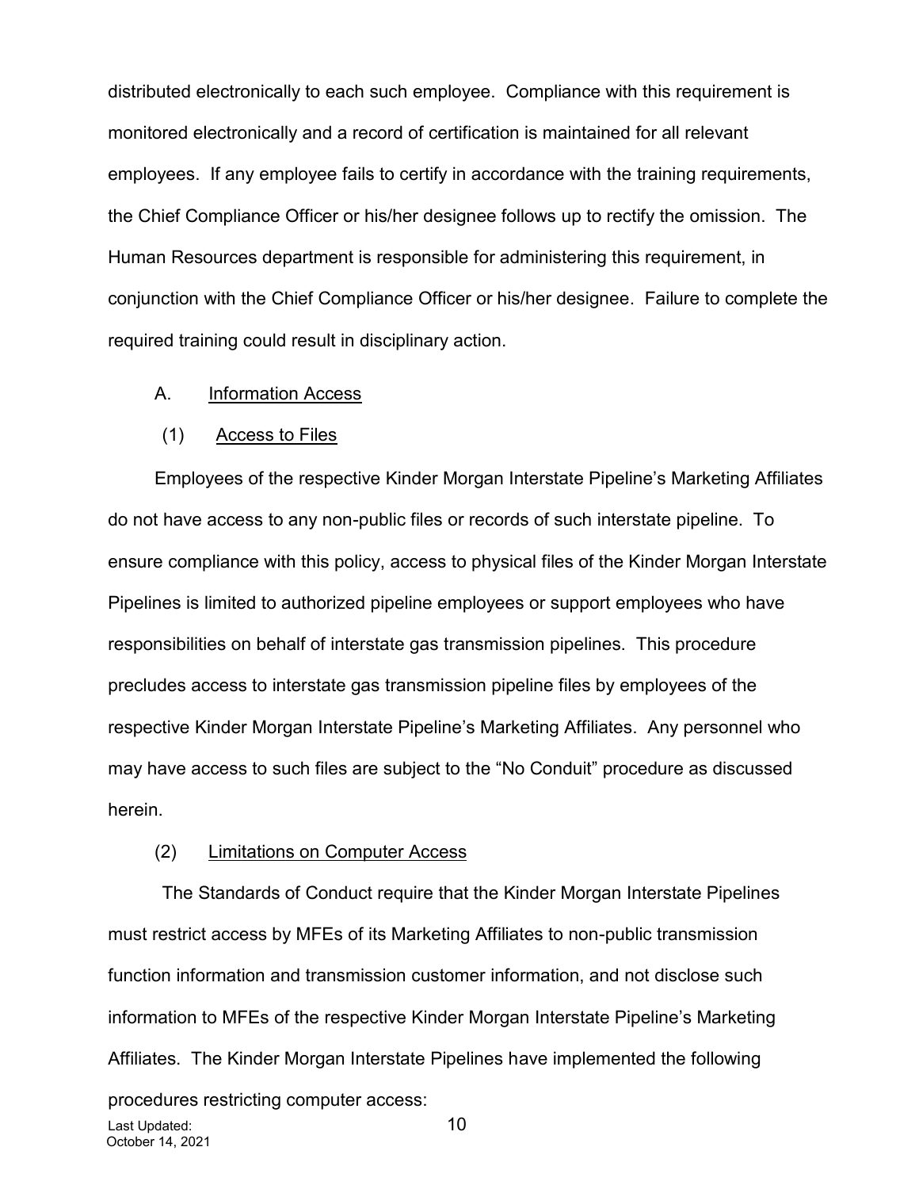distributed electronically to each such employee. Compliance with this requirement is monitored electronically and a record of certification is maintained for all relevant employees. If any employee fails to certify in accordance with the training requirements, the Chief Compliance Officer or his/her designee follows up to rectify the omission. The Human Resources department is responsible for administering this requirement, in conjunction with the Chief Compliance Officer or his/her designee. Failure to complete the required training could result in disciplinary action.

### A. Information Access

#### (1) Access to Files

Employees of the respective Kinder Morgan Interstate Pipeline's Marketing Affiliates do not have access to any non-public files or records of such interstate pipeline. To ensure compliance with this policy, access to physical files of the Kinder Morgan Interstate Pipelines is limited to authorized pipeline employees or support employees who have responsibilities on behalf of interstate gas transmission pipelines. This procedure precludes access to interstate gas transmission pipeline files by employees of the respective Kinder Morgan Interstate Pipeline's Marketing Affiliates. Any personnel who may have access to such files are subject to the "No Conduit" procedure as discussed herein.

#### (2) Limitations on Computer Access

The Standards of Conduct require that the Kinder Morgan Interstate Pipelines must restrict access by MFEs of its Marketing Affiliates to non-public transmission function information and transmission customer information, and not disclose such information to MFEs of the respective Kinder Morgan Interstate Pipeline's Marketing Affiliates. The Kinder Morgan Interstate Pipelines have implemented the following procedures restricting computer access: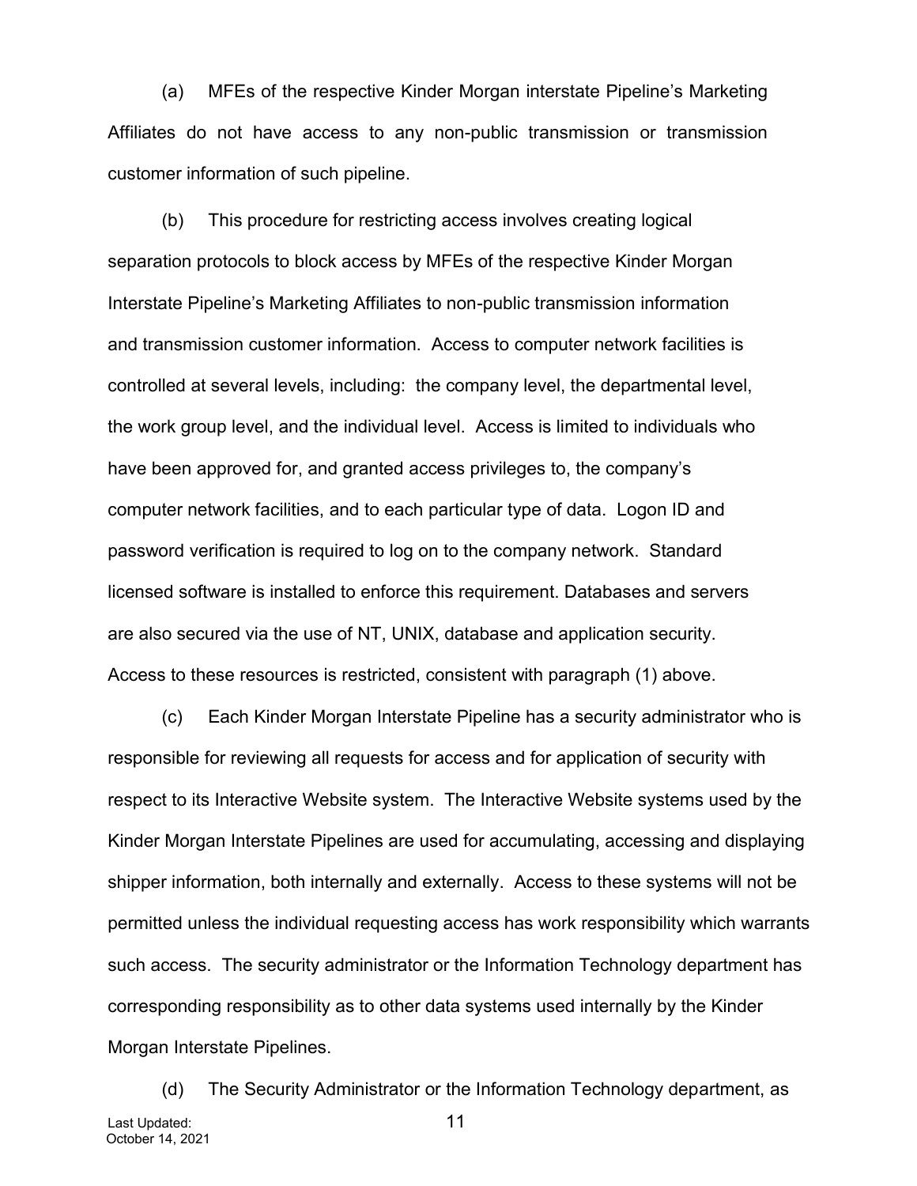(a) MFEs of the respective Kinder Morgan interstate Pipeline's Marketing Affiliates do not have access to any non-public transmission or transmission customer information of such pipeline.

(b) This procedure for restricting access involves creating logical separation protocols to block access by MFEs of the respective Kinder Morgan Interstate Pipeline's Marketing Affiliates to non-public transmission information and transmission customer information. Access to computer network facilities is controlled at several levels, including: the company level, the departmental level, the work group level, and the individual level. Access is limited to individuals who have been approved for, and granted access privileges to, the company's computer network facilities, and to each particular type of data. Logon ID and password verification is required to log on to the company network. Standard licensed software is installed to enforce this requirement. Databases and servers are also secured via the use of NT, UNIX, database and application security. Access to these resources is restricted, consistent with paragraph (1) above.

(c) Each Kinder Morgan Interstate Pipeline has a security administrator who is responsible for reviewing all requests for access and for application of security with respect to its Interactive Website system. The Interactive Website systems used by the Kinder Morgan Interstate Pipelines are used for accumulating, accessing and displaying shipper information, both internally and externally. Access to these systems will not be permitted unless the individual requesting access has work responsibility which warrants such access. The security administrator or the Information Technology department has corresponding responsibility as to other data systems used internally by the Kinder Morgan Interstate Pipelines.

(d) The Security Administrator or the Information Technology department, as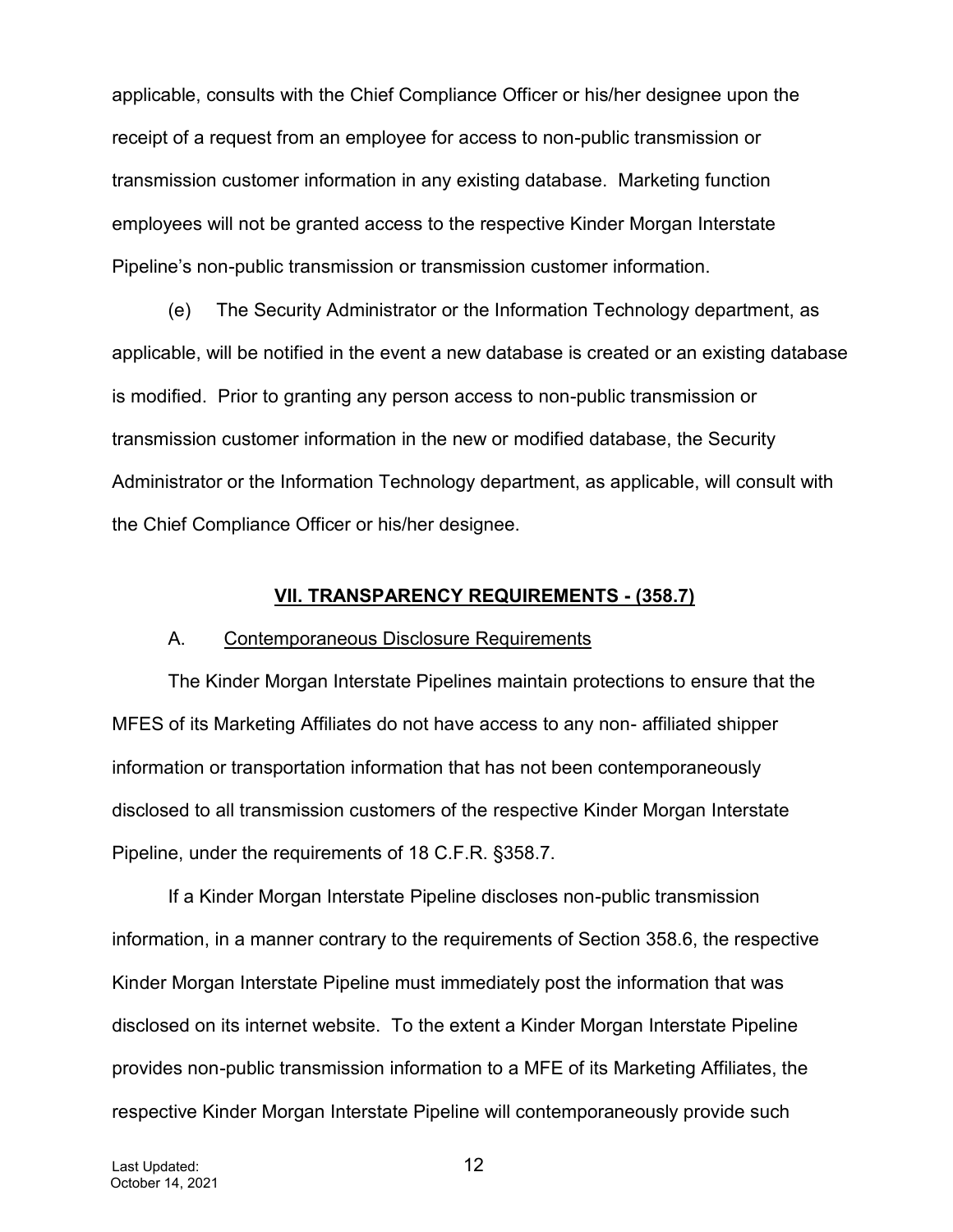applicable, consults with the Chief Compliance Officer or his/her designee upon the receipt of a request from an employee for access to non-public transmission or transmission customer information in any existing database. Marketing function employees will not be granted access to the respective Kinder Morgan Interstate Pipeline's non-public transmission or transmission customer information.

(e) The Security Administrator or the Information Technology department, as applicable, will be notified in the event a new database is created or an existing database is modified. Prior to granting any person access to non-public transmission or transmission customer information in the new or modified database, the Security Administrator or the Information Technology department, as applicable, will consult with the Chief Compliance Officer or his/her designee.

## VII. TRANSPARENCY REQUIREMENTS - (358.7)

### A. Contemporaneous Disclosure Requirements

The Kinder Morgan Interstate Pipelines maintain protections to ensure that the MFES of its Marketing Affiliates do not have access to any non- affiliated shipper information or transportation information that has not been contemporaneously disclosed to all transmission customers of the respective Kinder Morgan Interstate Pipeline, under the requirements of 18 C.F.R. §358.7.

If a Kinder Morgan Interstate Pipeline discloses non-public transmission information, in a manner contrary to the requirements of Section 358.6, the respective Kinder Morgan Interstate Pipeline must immediately post the information that was disclosed on its internet website. To the extent a Kinder Morgan Interstate Pipeline provides non-public transmission information to a MFE of its Marketing Affiliates, the respective Kinder Morgan Interstate Pipeline will contemporaneously provide such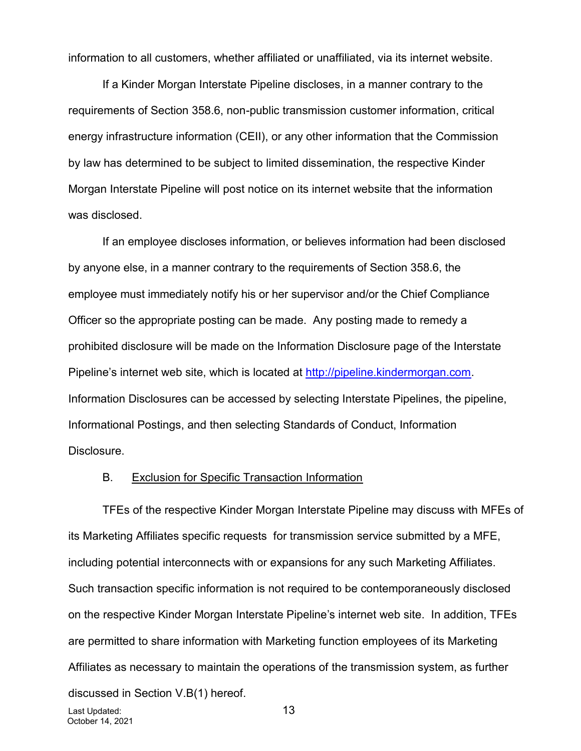information to all customers, whether affiliated or unaffiliated, via its internet website.

If a Kinder Morgan Interstate Pipeline discloses, in a manner contrary to the requirements of Section 358.6, non-public transmission customer information, critical energy infrastructure information (CEII), or any other information that the Commission by law has determined to be subject to limited dissemination, the respective Kinder Morgan Interstate Pipeline will post notice on its internet website that the information was disclosed.

If an employee discloses information, or believes information had been disclosed by anyone else, in a manner contrary to the requirements of Section 358.6, the employee must immediately notify his or her supervisor and/or the Chief Compliance Officer so the appropriate posting can be made. Any posting made to remedy a prohibited disclosure will be made on the Information Disclosure page of the Interstate Pipeline's internet web site, which is located at [http://pipeline.kindermorgan.com](http://pipeline.kindermorgan.com). Information Disclosures can be accessed by selecting Interstate Pipelines, the pipeline, Informational Postings, and then selecting Standards of Conduct, Information Disclosure.

B. Exclusion for Specific Transaction Information

TFEs of the respective Kinder Morgan Interstate Pipeline may discuss with MFEs of its Marketing Affiliates specific requests for transmission service submitted by a MFE, including potential interconnects with or expansions for any such Marketing Affiliates. Such transaction specific information is not required to be contemporaneously disclosed on the respective Kinder Morgan Interstate Pipeline's internet web site. In addition, TFEs are permitted to share information with Marketing function employees of its Marketing Affiliates as necessary to maintain the operations of the transmission system, as further discussed in Section V.B(1) hereof.

Last Updated:
October 14, 2021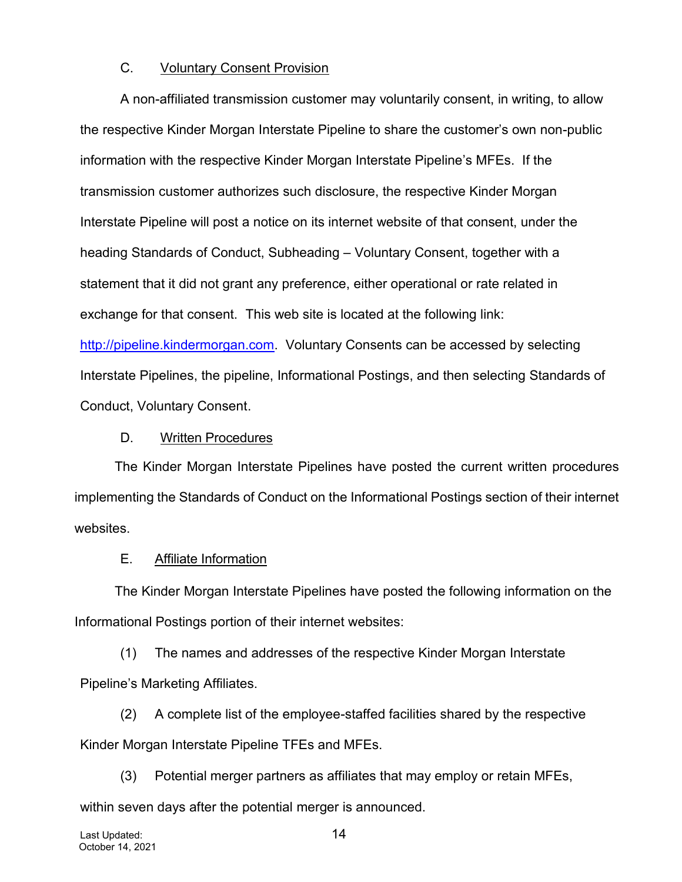C. Voluntary Consent Provision

A non-affiliated transmission customer may voluntarily consent, in writing, to allow the respective Kinder Morgan Interstate Pipeline to share the customer's own non-public information with the respective Kinder Morgan Interstate Pipeline's MFEs. If the transmission customer authorizes such disclosure, the respective Kinder Morgan Interstate Pipeline will post a notice on its internet website of that consent, under the heading Standards of Conduct, Subheading – Voluntary Consent, together with a statement that it did not grant any preference, either operational or rate related in exchange for that consent. This web site is located at the following link: http://pipeline.kindermorgan.com. Voluntary Consents can be accessed by selecting Interstate Pipelines, the pipeline, Informational Postings, and then selecting Standards of Conduct, Voluntary Consent.

D. Written Procedures

The Kinder Morgan Interstate Pipelines have posted the current written procedures implementing the Standards of Conduct on the Informational Postings section of their internet websites.

E. Affiliate Information

The Kinder Morgan Interstate Pipelines have posted the following information on the Informational Postings portion of their internet websites:

(1) The names and addresses of the respective Kinder Morgan Interstate Pipeline's Marketing Affiliates.

(2) A complete list of the employee-staffed facilities shared by the respective Kinder Morgan Interstate Pipeline TFEs and MFEs.

(3) Potential merger partners as affiliates that may employ or retain MFEs, within seven days after the potential merger is announced.

Last Updated:
October 14, 2021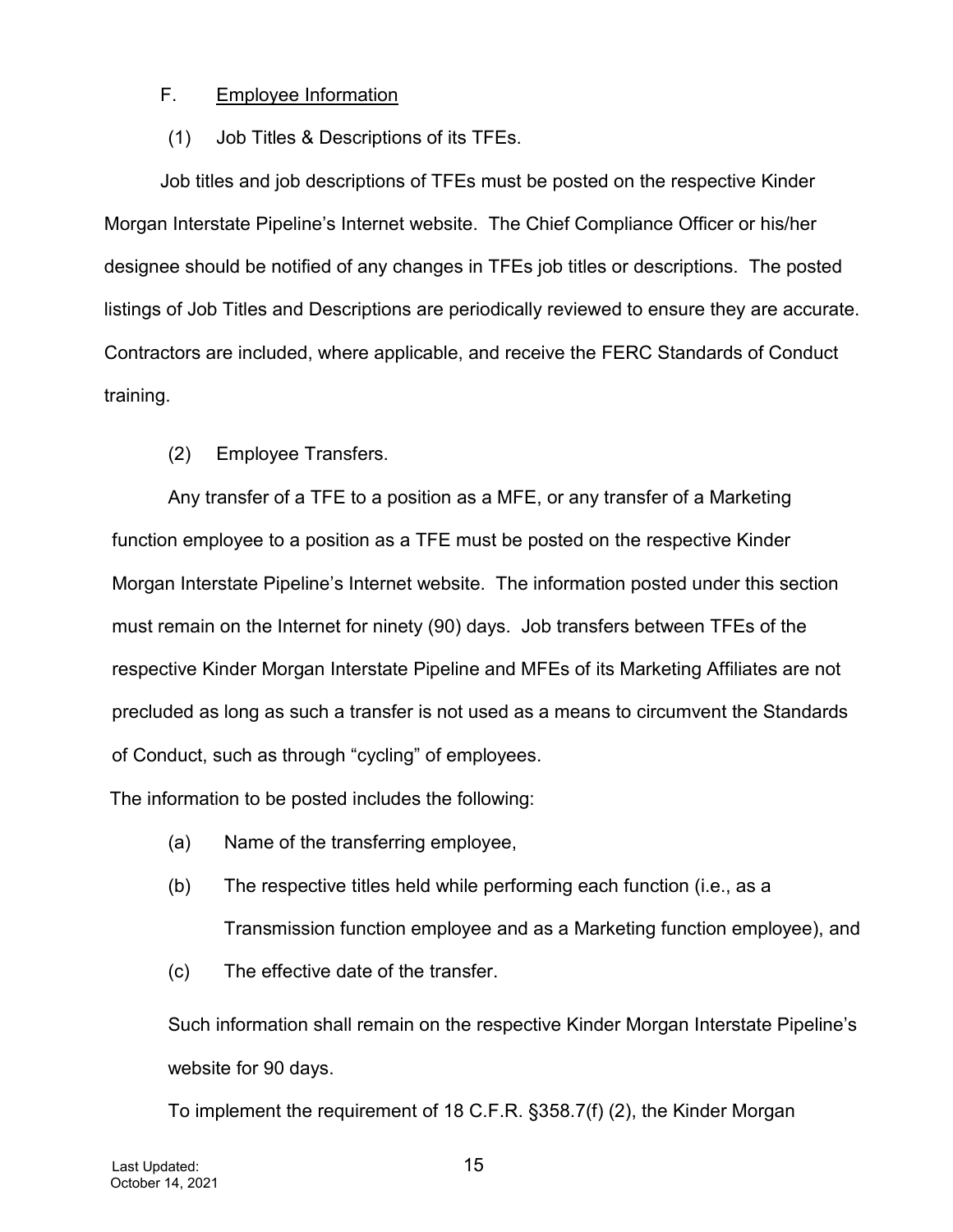## F. Employee Information

### (1) Job Titles & Descriptions of its TFEs.

Job titles and job descriptions of TFEs must be posted on the respective Kinder Morgan Interstate Pipeline's Internet website. The Chief Compliance Officer or his/her designee should be notified of any changes in TFEs job titles or descriptions. The posted listings of Job Titles and Descriptions are periodically reviewed to ensure they are accurate. Contractors are included, where applicable, and receive the FERC Standards of Conduct training.

### (2) Employee Transfers.

Any transfer of a TFE to a position as a MFE, or any transfer of a Marketing function employee to a position as a TFE must be posted on the respective Kinder Morgan Interstate Pipeline's Internet website. The information posted under this section must remain on the Internet for ninety (90) days. Job transfers between TFEs of the respective Kinder Morgan Interstate Pipeline and MFEs of its Marketing Affiliates are not precluded as long as such a transfer is not used as a means to circumvent the Standards of Conduct, such as through "cycling" of employees.

The information to be posted includes the following:

- (a) Name of the transferring employee,
- (b) The respective titles held while performing each function (i.e., as a Transmission function employee and as a Marketing function employee), and
- (c) The effective date of the transfer.

Such information shall remain on the respective Kinder Morgan Interstate Pipeline's website for 90 days.

To implement the requirement of 18 C.F.R. §358.7(f) (2), the Kinder Morgan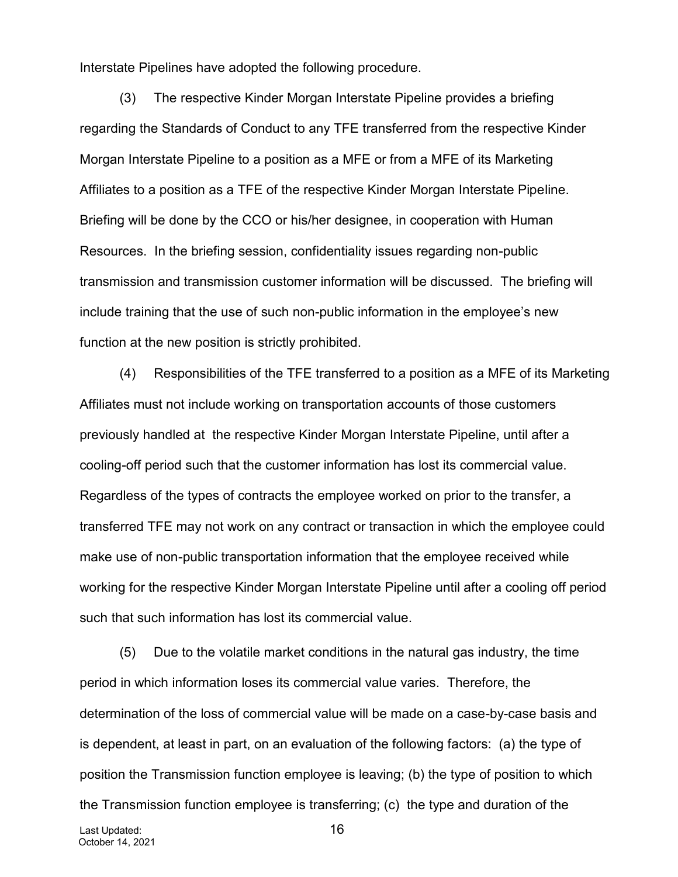Interstate Pipelines have adopted the following procedure.

(3) The respective Kinder Morgan Interstate Pipeline provides a briefing regarding the Standards of Conduct to any TFE transferred from the respective Kinder Morgan Interstate Pipeline to a position as a MFE or from a MFE of its Marketing Affiliates to a position as a TFE of the respective Kinder Morgan Interstate Pipeline. Briefing will be done by the CCO or his/her designee, in cooperation with Human Resources. In the briefing session, confidentiality issues regarding non-public transmission and transmission customer information will be discussed. The briefing will include training that the use of such non-public information in the employee's new function at the new position is strictly prohibited.

(4) Responsibilities of the TFE transferred to a position as a MFE of its Marketing Affiliates must not include working on transportation accounts of those customers previously handled at the respective Kinder Morgan Interstate Pipeline, until after a cooling-off period such that the customer information has lost its commercial value. Regardless of the types of contracts the employee worked on prior to the transfer, a transferred TFE may not work on any contract or transaction in which the employee could make use of non-public transportation information that the employee received while working for the respective Kinder Morgan Interstate Pipeline until after a cooling off period such that such information has lost its commercial value.

(5) Due to the volatile market conditions in the natural gas industry, the time period in which information loses its commercial value varies. Therefore, the determination of the loss of commercial value will be made on a case-by-case basis and is dependent, at least in part, on an evaluation of the following factors: (a) the type of position the Transmission function employee is leaving; (b) the type of position to which the Transmission function employee is transferring; (c) the type and duration of the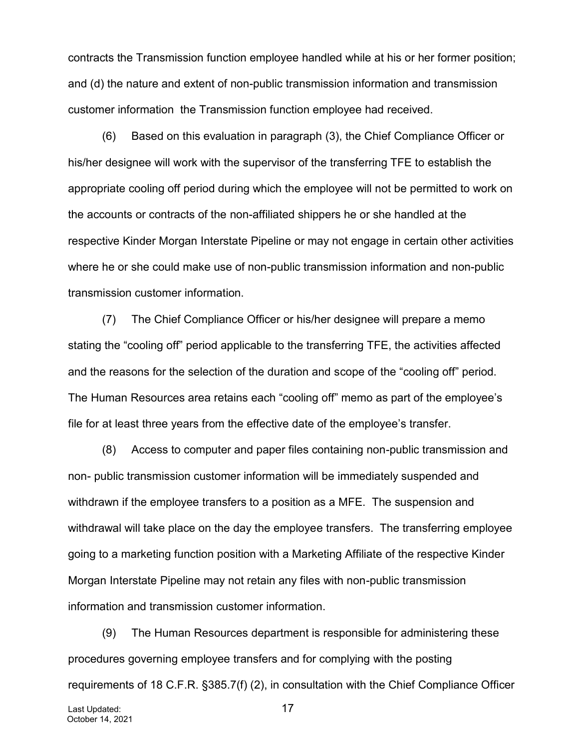contracts the Transmission function employee handled while at his or her former position; and (d) the nature and extent of non-public transmission information and transmission customer information the Transmission function employee had received.

(6) Based on this evaluation in paragraph (3), the Chief Compliance Officer or his/her designee will work with the supervisor of the transferring TFE to establish the appropriate cooling off period during which the employee will not be permitted to work on the accounts or contracts of the non-affiliated shippers he or she handled at the respective Kinder Morgan Interstate Pipeline or may not engage in certain other activities where he or she could make use of non-public transmission information and non-public transmission customer information.

(7) The Chief Compliance Officer or his/her designee will prepare a memo stating the "cooling off" period applicable to the transferring TFE, the activities affected and the reasons for the selection of the duration and scope of the "cooling off" period. The Human Resources area retains each "cooling off" memo as part of the employee's file for at least three years from the effective date of the employee's transfer.

(8) Access to computer and paper files containing non-public transmission and non- public transmission customer information will be immediately suspended and withdrawn if the employee transfers to a position as a MFE. The suspension and withdrawal will take place on the day the employee transfers. The transferring employee going to a marketing function position with a Marketing Affiliate of the respective Kinder Morgan Interstate Pipeline may not retain any files with non-public transmission information and transmission customer information.

(9) The Human Resources department is responsible for administering these procedures governing employee transfers and for complying with the posting requirements of 18 C.F.R. §385.7(f) (2), in consultation with the Chief Compliance Officer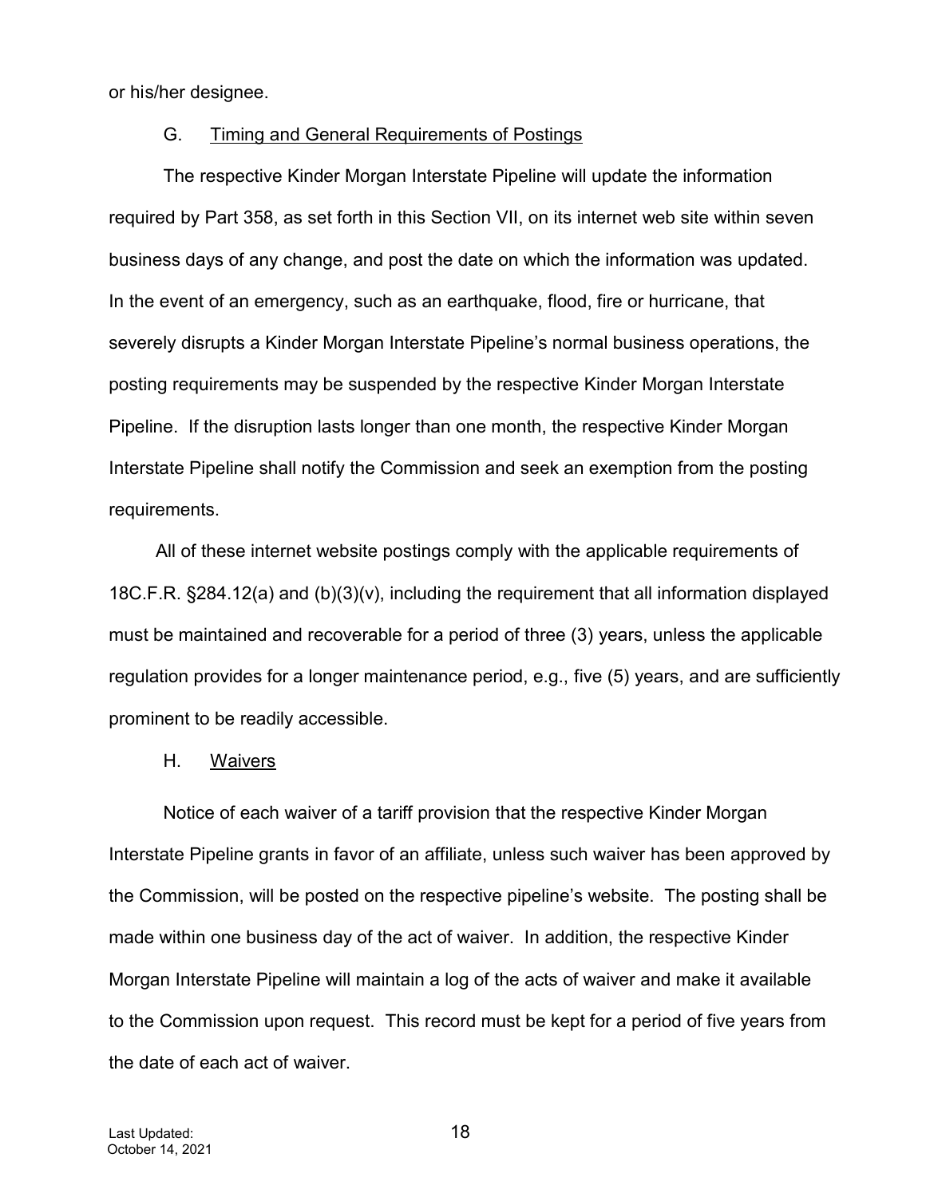or his/her designee.

### G. Timing and General Requirements of Postings

The respective Kinder Morgan Interstate Pipeline will update the information required by Part 358, as set forth in this Section VII, on its internet web site within seven business days of any change, and post the date on which the information was updated. In the event of an emergency, such as an earthquake, flood, fire or hurricane, that severely disrupts a Kinder Morgan Interstate Pipeline's normal business operations, the posting requirements may be suspended by the respective Kinder Morgan Interstate Pipeline. If the disruption lasts longer than one month, the respective Kinder Morgan Interstate Pipeline shall notify the Commission and seek an exemption from the posting requirements.

All of these internet website postings comply with the applicable requirements of 18C.F.R. §284.12(a) and (b)(3)(v), including the requirement that all information displayed must be maintained and recoverable for a period of three (3) years, unless the applicable regulation provides for a longer maintenance period, e.g., five (5) years, and are sufficiently prominent to be readily accessible.

### H. Waivers

Notice of each waiver of a tariff provision that the respective Kinder Morgan Interstate Pipeline grants in favor of an affiliate, unless such waiver has been approved by the Commission, will be posted on the respective pipeline's website. The posting shall be made within one business day of the act of waiver. In addition, the respective Kinder Morgan Interstate Pipeline will maintain a log of the acts of waiver and make it available to the Commission upon request. This record must be kept for a period of five years from the date of each act of waiver.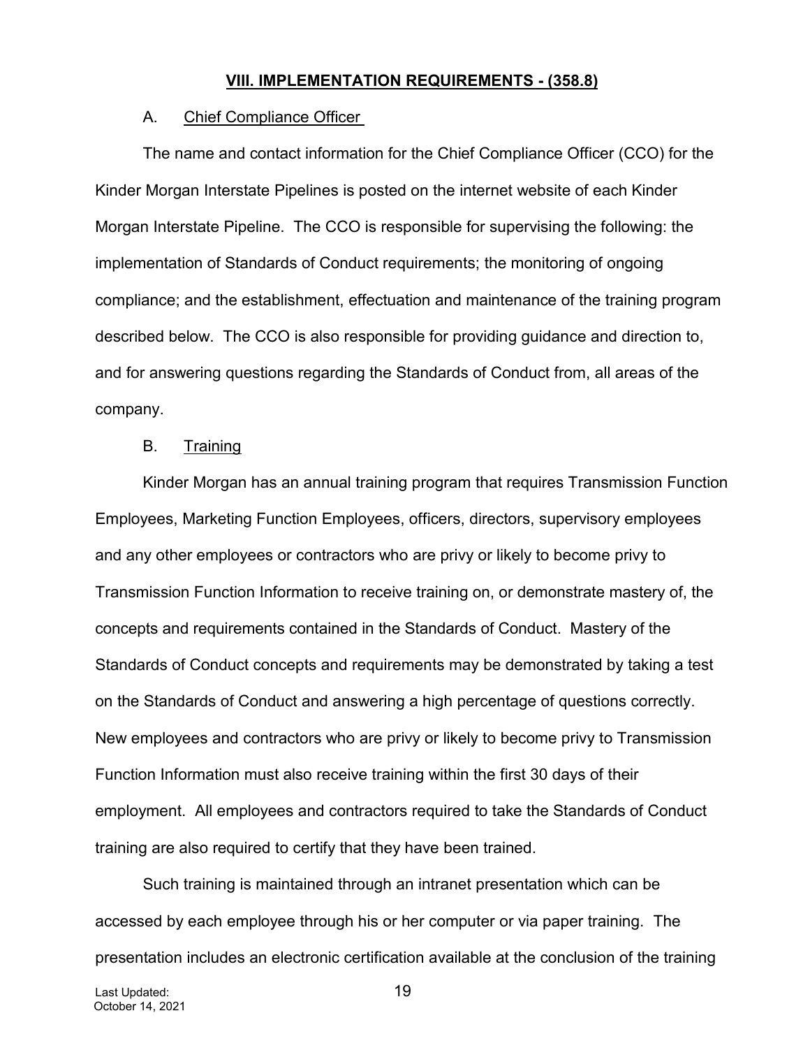## VIII. IMPLEMENTATION REQUIREMENTS - (358.8)

### A. Chief Compliance Officer

The name and contact information for the Chief Compliance Officer (CCO) for the Kinder Morgan Interstate Pipelines is posted on the internet website of each Kinder Morgan Interstate Pipeline. The CCO is responsible for supervising the following: the implementation of Standards of Conduct requirements; the monitoring of ongoing compliance; and the establishment, effectuation and maintenance of the training program described below. The CCO is also responsible for providing guidance and direction to, and for answering questions regarding the Standards of Conduct from, all areas of the company.

### B. Training

Kinder Morgan has an annual training program that requires Transmission Function Employees, Marketing Function Employees, officers, directors, supervisory employees and any other employees or contractors who are privy or likely to become privy to Transmission Function Information to receive training on, or demonstrate mastery of, the concepts and requirements contained in the Standards of Conduct. Mastery of the Standards of Conduct concepts and requirements may be demonstrated by taking a test on the Standards of Conduct and answering a high percentage of questions correctly. New employees and contractors who are privy or likely to become privy to Transmission Function Information must also receive training within the first 30 days of their employment. All employees and contractors required to take the Standards of Conduct training are also required to certify that they have been trained.

Such training is maintained through an intranet presentation which can be accessed by each employee through his or her computer or via paper training. The presentation includes an electronic certification available at the conclusion of the training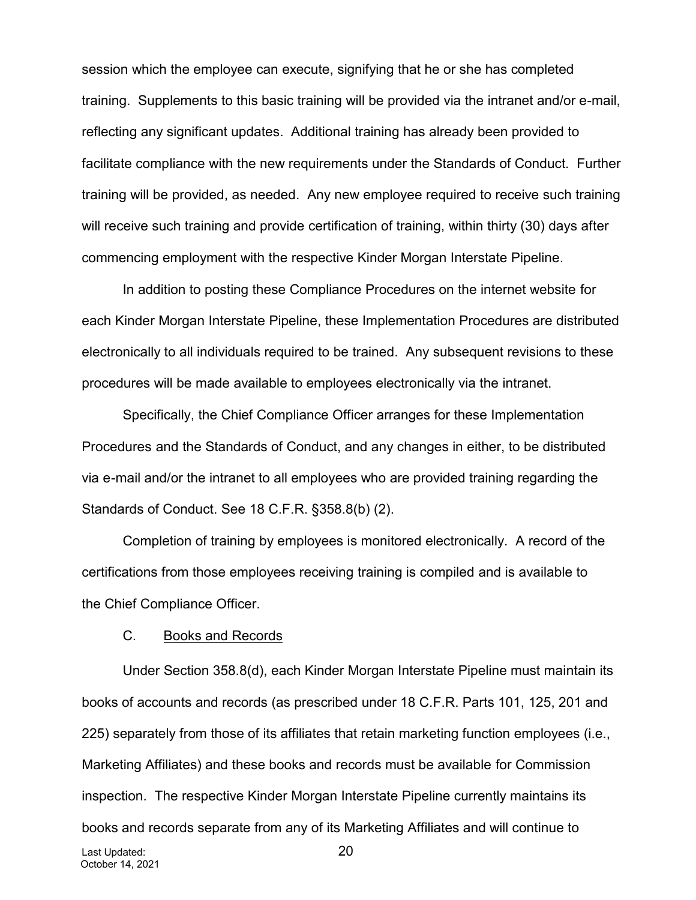session which the employee can execute, signifying that he or she has completed training. Supplements to this basic training will be provided via the intranet and/or e-mail, reflecting any significant updates. Additional training has already been provided to facilitate compliance with the new requirements under the Standards of Conduct. Further training will be provided, as needed. Any new employee required to receive such training will receive such training and provide certification of training, within thirty (30) days after commencing employment with the respective Kinder Morgan Interstate Pipeline.

In addition to posting these Compliance Procedures on the internet website for each Kinder Morgan Interstate Pipeline, these Implementation Procedures are distributed electronically to all individuals required to be trained. Any subsequent revisions to these procedures will be made available to employees electronically via the intranet.

Specifically, the Chief Compliance Officer arranges for these Implementation Procedures and the Standards of Conduct, and any changes in either, to be distributed via e-mail and/or the intranet to all employees who are provided training regarding the Standards of Conduct. See 18 C.F.R. §358.8(b) (2).

Completion of training by employees is monitored electronically. A record of the certifications from those employees receiving training is compiled and is available to the Chief Compliance Officer.

C. Books and Records

Under Section 358.8(d), each Kinder Morgan Interstate Pipeline must maintain its books of accounts and records (as prescribed under 18 C.F.R. Parts 101, 125, 201 and 225) separately from those of its affiliates that retain marketing function employees (i.e., Marketing Affiliates) and these books and records must be available for Commission inspection. The respective Kinder Morgan Interstate Pipeline currently maintains its books and records separate from any of its Marketing Affiliates and will continue to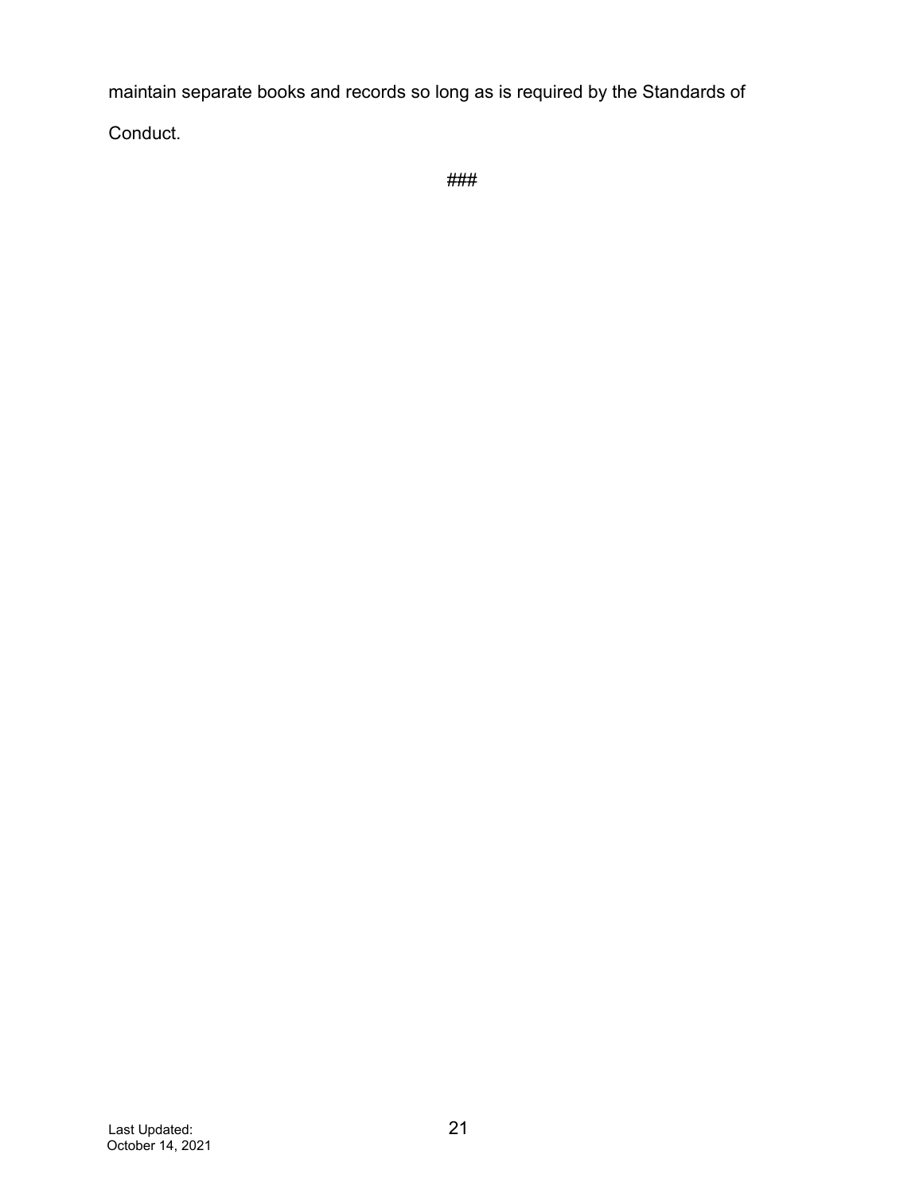maintain separate books and records so long as is required by the Standards of Conduct.

###